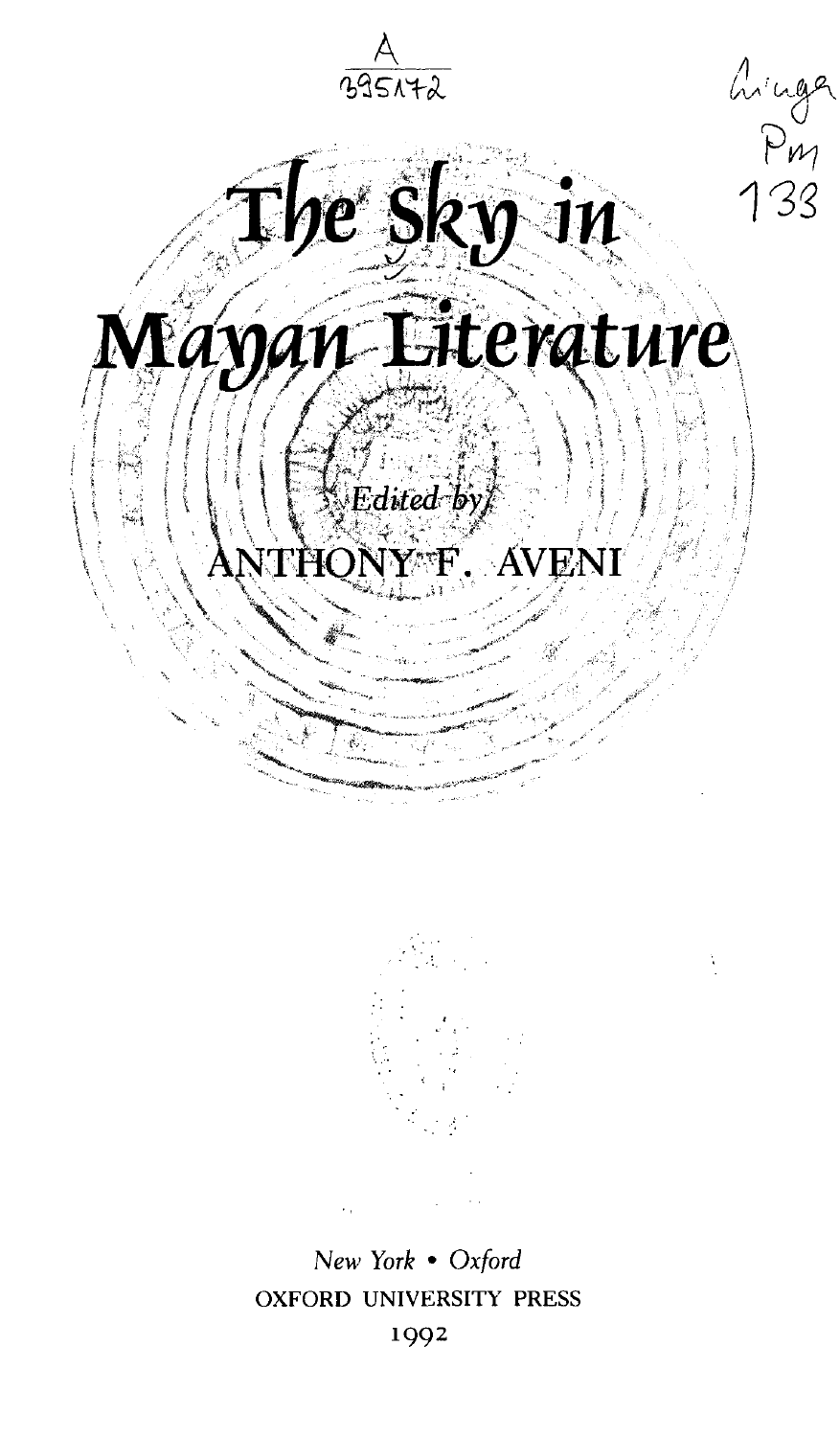# The Sky in Mayan Literature

*Edited by*

ANTHONY F. AVENI

*New York • Oxford*
OXFORD UNIVERSITY PRESS
1992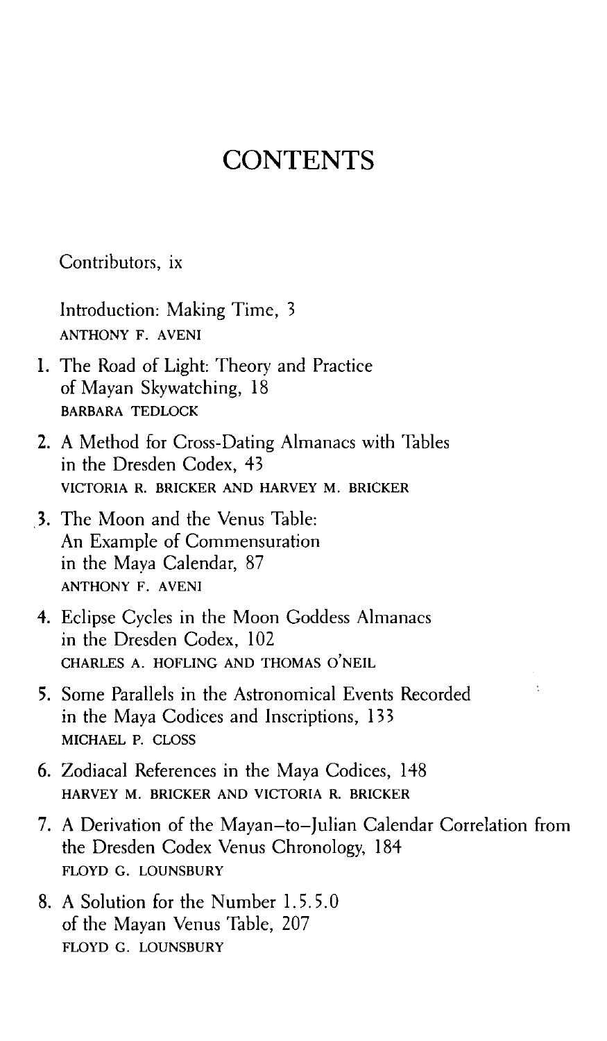# CONTENTS

Contributors, ix

Introduction: Making Time, 3
ANTHONY F. AVENI

1. The Road of Light: Theory and Practice of Mayan Skywatching, 18
   BARBARA TEDLOCK
2. A Method for Cross-Dating Almanacs with Tables in the Dresden Codex, 43
   VICTORIA R. BRICKER AND HARVEY M. BRICKER
3. The Moon and the Venus Table: An Example of Commensuration in the Maya Calendar, 87
   ANTHONY F. AVENI
4. Eclipse Cycles in the Moon Goddess Almanacs in the Dresden Codex, 102
   CHARLES A. HOFLING AND THOMAS O'NEIL
5. Some Parallels in the Astronomical Events Recorded in the Maya Codices and Inscriptions, 133
   MICHAEL P. CLOSS
6. Zodiacal References in the Maya Codices, 148
   HARVEY M. BRICKER AND VICTORIA R. BRICKER
7. A Derivation of the Mayan–to–Julian Calendar Correlation from the Dresden Codex Venus Chronology, 184
   FLOYD G. LOUNSBURY
8. A Solution for the Number 1.5.5.0 of the Mayan Venus Table, 207
   FLOYD G. LOUNSBURY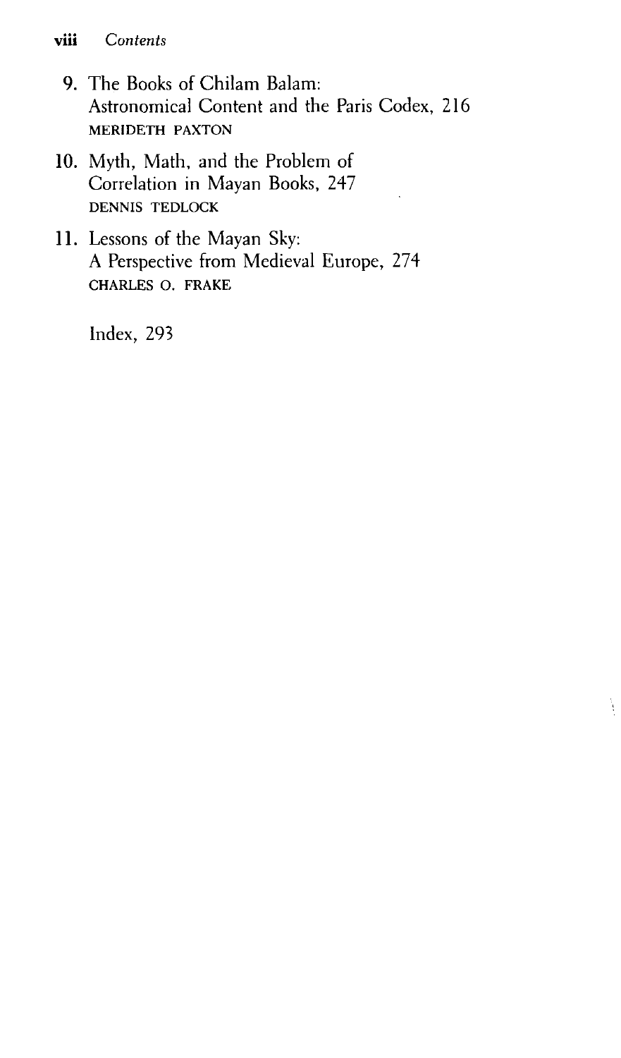9. The Books of Chilam Balam: Astronomical Content and the Paris Codex, 216
   MERIDETH PAXTON
10. Myth, Math, and the Problem of Correlation in Mayan Books, 247
    DENNIS TEDLOCK
11. Lessons of the Mayan Sky: A Perspective from Medieval Europe, 274
    CHARLES O. FRAKE

Index, 293